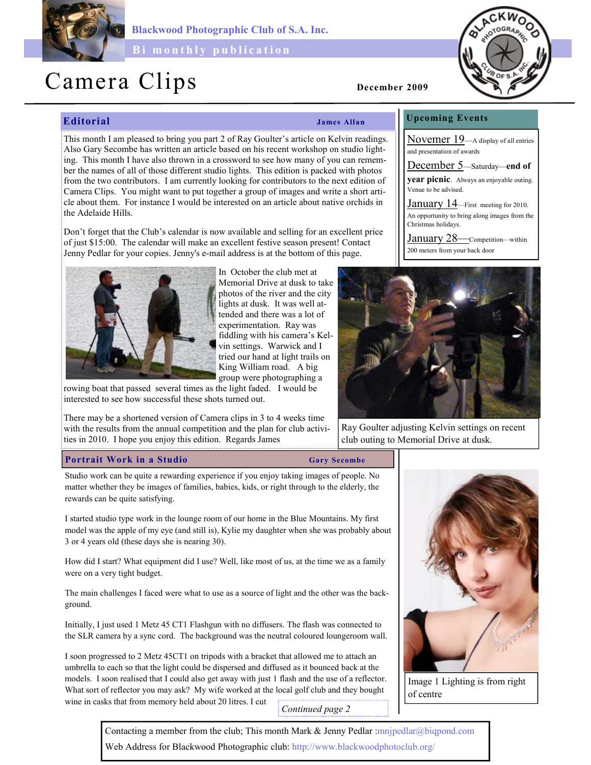Blackwood Photographic Club of S.A. Inc.

Bi monthly publication

# Camera Clips

December 2009

## Editorial

James Allan

This month I am pleased to bring you part 2 of Ray Goulter's article on Kelvin readings. Also Gary Secombe has written an article based on his recent workshop on studio lighting. This month I have also thrown in a crossword to see how many of you can remember the names of all of those different studio lights. This edition is packed with photos from the two contributors. I am currently looking for contributors to the next edition of Camera Clips. You might want to put together a group of images and write a short article about them. For instance I would be interested on an article about native orchids in the Adelaide Hills.

Don't forget that the Club's calendar is now available and selling for an excellent price of just $15:00. The calendar will make an excellent festive season present! Contact Jenny Pedlar for your copies. Jenny's e-mail address is at the bottom of this page.

In October the club met at Memorial Drive at dusk to take photos of the river and the city lights at dusk. It was well attended and there was a lot of experimentation. Ray was fiddling with his camera's Kelvin settings. Warwick and I tried our hand at light trails on King William road. A big group were photographing a rowing boat that passed several times as the light faded. I would be interested to see how successful these shots turned out.

There may be a shortened version of Camera clips in 3 to 4 weeks time with the results from the annual competition and the plan for club activities in 2010. I hope you enjoy this edition. Regards James

Ray Goulter adjusting Kelvin settings on recent club outing to Memorial Drive at dusk.

## Upcoming Events

**Novemer 19**—A display of all entries and presentation of awards

**December 5**—Saturday—**end of year picnic**. Always an enjoyable outing. Venue to be advised.

**January 14**—First meeting for 2010. An opportunity to bring along images from the Christmas holidays.

**January 28**—Competition—within 200 meters from your back door

## Portrait Work in a Studio

Gary Secombe

Studio work can be quite a rewarding experience if you enjoy taking images of people. No matter whether they be images of families, babies, kids, or right through to the elderly, the rewards can be quite satisfying.

I started studio type work in the lounge room of our home in the Blue Mountains. My first model was the apple of my eye (and still is), Kylie my daughter when she was probably about 3 or 4 years old (these days she is nearing 30).

How did I start? What equipment did I use? Well, like most of us, at the time we as a family were on a very tight budget.

The main challenges I faced were what to use as a source of light and the other was the background.

Initially, I just used 1 Metz 45 CT1 Flashgun with no diffusers. The flash was connected to the SLR camera by a sync cord. The background was the neutral coloured loungeroom wall.

I soon progressed to 2 Metz 45CT1 on tripods with a bracket that allowed me to attach an umbrella to each so that the light could be dispersed and diffused as it bounced back at the models. I soon realised that I could also get away with just 1 flash and the use of a reflector. What sort of reflector you may ask? My wife worked at the local golf club and they bought wine in casks that from memory held about 20 litres. I cut

*Continued page 2*

Image 1 Lighting is from right of centre

Contacting a member from the club; This month Mark & Jenny Pedlar :mnjpedlar@biqpond.com

Web Address for Blackwood Photographic club: http://www.blackwoodphotoclub.org/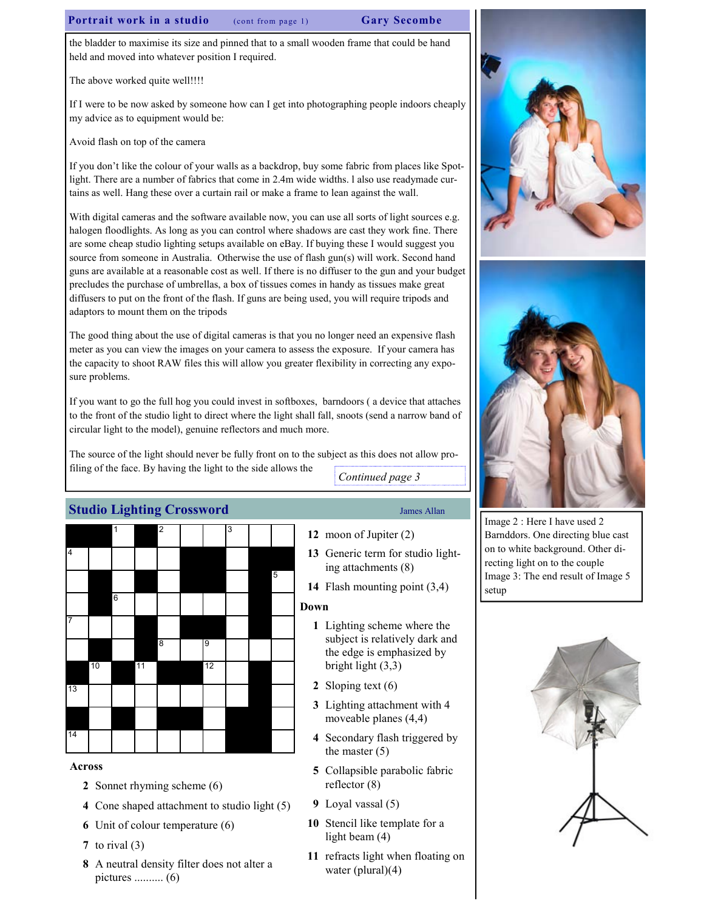## Portrait work in a studio (cont from page 1) — Gary Secombe

the bladder to maximise its size and pinned that to a small wooden frame that could be hand held and moved into whatever position I required.

The above worked quite well!!!!

If I were to be now asked by someone how can I get into photographing people indoors cheaply my advice as to equipment would be:

Avoid flash on top of the camera

If you don't like the colour of your walls as a backdrop, buy some fabric from places like Spotlight. There are a number of fabrics that come in 2.4m wide widths. I also use readymade curtains as well. Hang these over a curtain rail or make a frame to lean against the wall.

With digital cameras and the software available now, you can use all sorts of light sources e.g. halogen floodlights. As long as you can control where shadows are cast they work fine. There are some cheap studio lighting setups available on eBay. If buying these I would suggest you source from someone in Australia. Otherwise the use of flash gun(s) will work. Second hand guns are available at a reasonable cost as well. If there is no diffuser to the gun and your budget precludes the purchase of umbrellas, a box of tissues comes in handy as tissues make great diffusers to put on the front of the flash. If guns are being used, you will require tripods and adaptors to mount them on the tripods

The good thing about the use of digital cameras is that you no longer need an expensive flash meter as you can view the images on your camera to assess the exposure. If your camera has the capacity to shoot RAW files this will allow you greater flexibility in correcting any exposure problems.

If you want to go the full hog you could invest in softboxes, barndoors ( a device that attaches to the front of the studio light to direct where the light shall fall, snoots (send a narrow band of circular light to the model), genuine reflectors and much more.

The source of the light should never be fully front on to the subject as this does not allow profiling of the face. By having the light to the side allows the

*Continued page 3*

Image 2 : Here I have used 2 Barnddors. One directing blue cast on to white background. Other directing light on to the couple
Image 3: The end result of Image 5 setup

## Studio Lighting Crossword — James Allan

**Across**

2 Sonnet rhyming scheme (6)

4 Cone shaped attachment to studio light (5)

6 Unit of colour temperature (6)

7 to rival (3)

8 A neutral density filter does not alter a pictures .......... (6)

12 moon of Jupiter (2)

13 Generic term for studio lighting attachments (8)

14 Flash mounting point (3,4)

**Down**

1 Lighting scheme where the subject is relatively dark and the edge is emphasized by bright light (3,3)

2 Sloping text (6)

3 Lighting attachment with 4 moveable planes (4,4)

4 Secondary flash triggered by the master (5)

5 Collapsible parabolic fabric reflector (8)

9 Loyal vassal (5)

10 Stencil like template for a light beam (4)

11 refracts light when floating on water (plural)(4)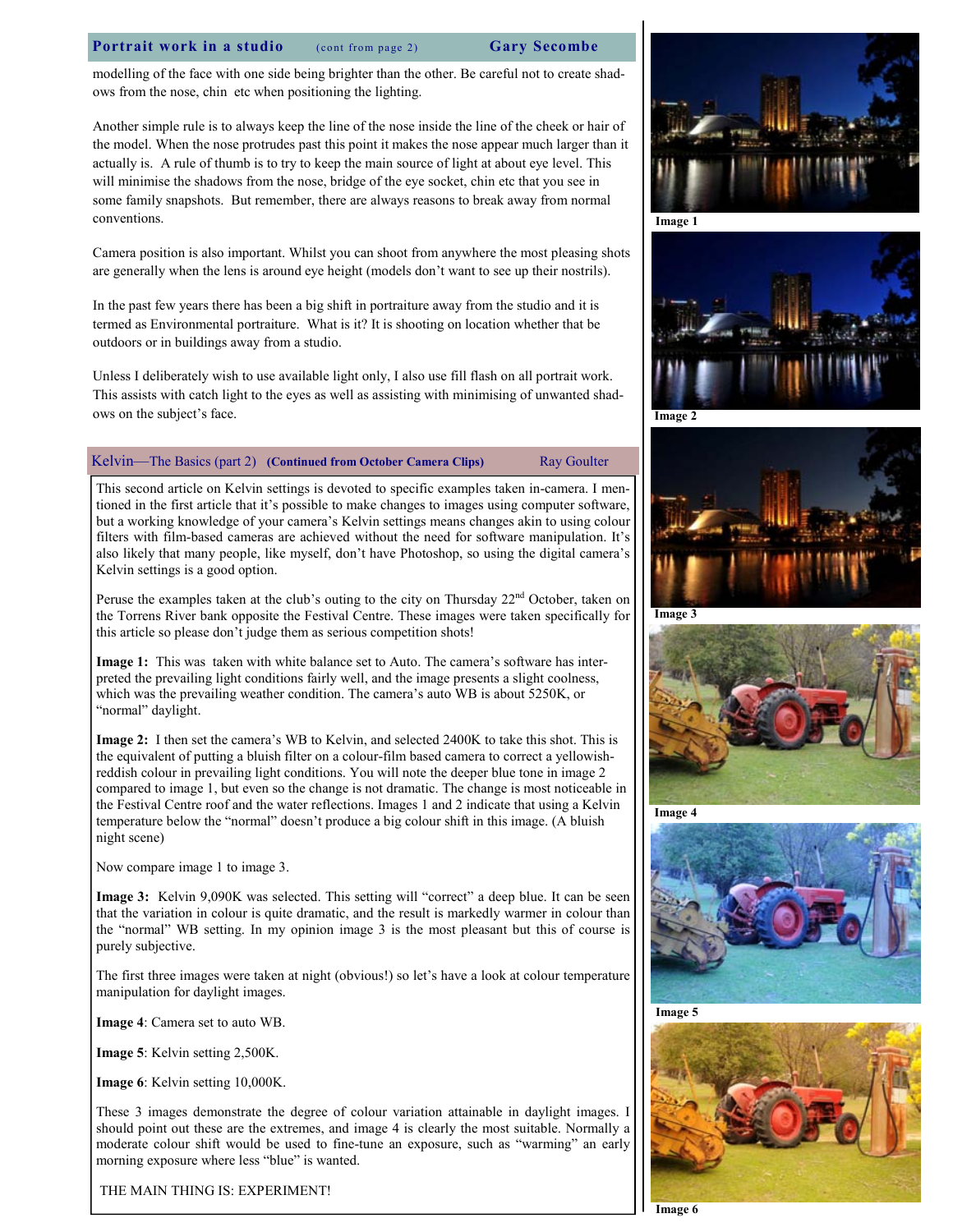## Portrait work in a studio (cont from page 2) Gary Secombe

modelling of the face with one side being brighter than the other. Be careful not to create shadows from the nose, chin etc when positioning the lighting.

Another simple rule is to always keep the line of the nose inside the line of the cheek or hair of the model. When the nose protrudes past this point it makes the nose appear much larger than it actually is. A rule of thumb is to try to keep the main source of light at about eye level. This will minimise the shadows from the nose, bridge of the eye socket, chin etc that you see in some family snapshots. But remember, there are always reasons to break away from normal conventions.

Camera position is also important. Whilst you can shoot from anywhere the most pleasing shots are generally when the lens is around eye height (models don't want to see up their nostrils).

In the past few years there has been a big shift in portraiture away from the studio and it is termed as Environmental portraiture. What is it? It is shooting on location whether that be outdoors or in buildings away from a studio.

Unless I deliberately wish to use available light only, I also use fill flash on all portrait work. This assists with catch light to the eyes as well as assisting with minimising of unwanted shadows on the subject's face.

## Kelvin—The Basics (part 2) (Continued from October Camera Clips) Ray Goulter

This second article on Kelvin settings is devoted to specific examples taken in-camera. I mentioned in the first article that it's possible to make changes to images using computer software, but a working knowledge of your camera's Kelvin settings means changes akin to using colour filters with film-based cameras are achieved without the need for software manipulation. It's also likely that many people, like myself, don't have Photoshop, so using the digital camera's Kelvin settings is a good option.

Peruse the examples taken at the club's outing to the city on Thursday 22nd October, taken on the Torrens River bank opposite the Festival Centre. These images were taken specifically for this article so please don't judge them as serious competition shots!

**Image 1:** This was taken with white balance set to Auto. The camera's software has interpreted the prevailing light conditions fairly well, and the image presents a slight coolness, which was the prevailing weather condition. The camera's auto WB is about 5250K, or "normal" daylight.

**Image 2:** I then set the camera's WB to Kelvin, and selected 2400K to take this shot. This is the equivalent of putting a bluish filter on a colour-film based camera to correct a yellowish-reddish colour in prevailing light conditions. You will note the deeper blue tone in image 2 compared to image 1, but even so the change is not dramatic. The change is most noticeable in the Festival Centre roof and the water reflections. Images 1 and 2 indicate that using a Kelvin temperature below the "normal" doesn't produce a big colour shift in this image. (A bluish night scene)

Now compare image 1 to image 3.

**Image 3:** Kelvin 9,090K was selected. This setting will "correct" a deep blue. It can be seen that the variation in colour is quite dramatic, and the result is markedly warmer in colour than the "normal" WB setting. In my opinion image 3 is the most pleasant but this of course is purely subjective.

The first three images were taken at night (obvious!) so let's have a look at colour temperature manipulation for daylight images.

**Image 4**: Camera set to auto WB.

**Image 5**: Kelvin setting 2,500K.

**Image 6**: Kelvin setting 10,000K.

These 3 images demonstrate the degree of colour variation attainable in daylight images. I should point out these are the extremes, and image 4 is clearly the most suitable. Normally a moderate colour shift would be used to fine-tune an exposure, such as "warming" an early morning exposure where less "blue" is wanted.

THE MAIN THING IS: EXPERIMENT!

Image 1

Image 2

Image 3

Image 4

Image 5

Image 6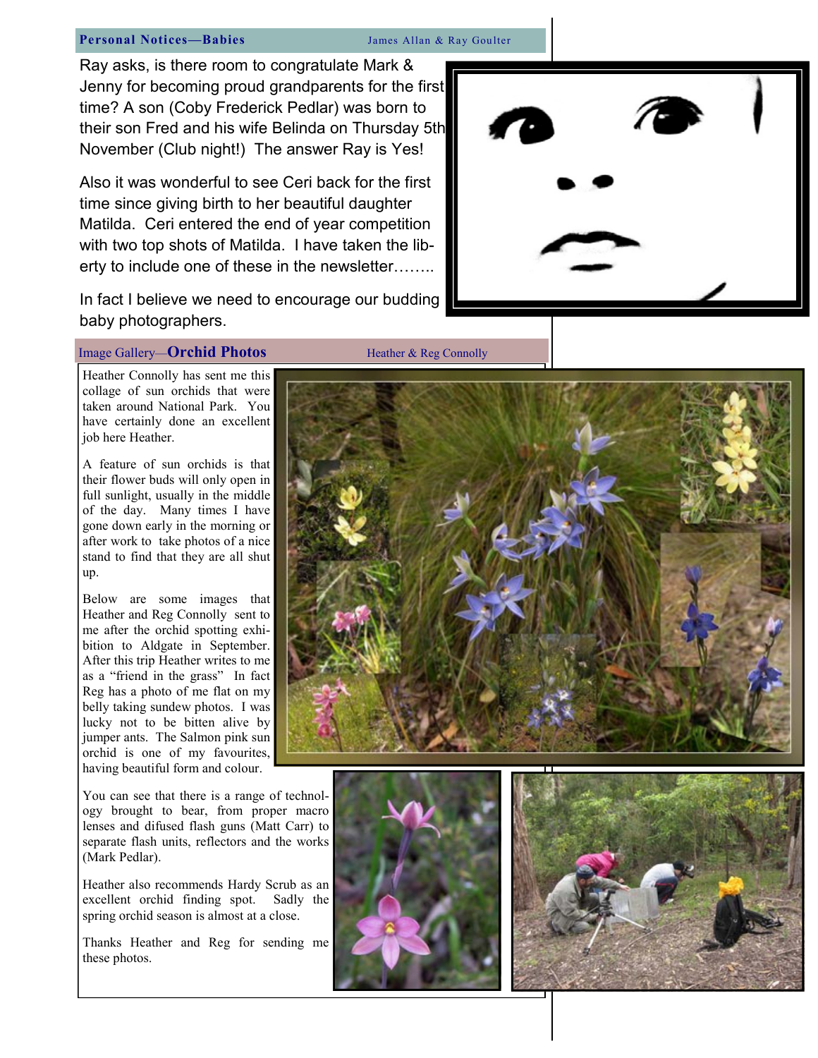## Personal Notices—Babies

James Allan & Ray Goulter

Ray asks, is there room to congratulate Mark & Jenny for becoming proud grandparents for the first time? A son (Coby Frederick Pedlar) was born to their son Fred and his wife Belinda on Thursday 5th November (Club night!) The answer Ray is Yes!

Also it was wonderful to see Ceri back for the first time since giving birth to her beautiful daughter Matilda. Ceri entered the end of year competition with two top shots of Matilda. I have taken the liberty to include one of these in the newsletter……..

In fact I believe we need to encourage our budding baby photographers.

## Image Gallery—Orchid Photos

Heather & Reg Connolly

Heather Connolly has sent me this collage of sun orchids that were taken around National Park. You have certainly done an excellent job here Heather.

A feature of sun orchids is that their flower buds will only open in full sunlight, usually in the middle of the day. Many times I have gone down early in the morning or after work to take photos of a nice stand to find that they are all shut up.

Below are some images that Heather and Reg Connolly sent to me after the orchid spotting exhibition to Aldgate in September. After this trip Heather writes to me as a "friend in the grass" In fact Reg has a photo of me flat on my belly taking sundew photos. I was lucky not to be bitten alive by jumper ants. The Salmon pink sun orchid is one of my favourites, having beautiful form and colour.

You can see that there is a range of technology brought to bear, from proper macro lenses and difused flash guns (Matt Carr) to separate flash units, reflectors and the works (Mark Pedlar).

Heather also recommends Hardy Scrub as an excellent orchid finding spot. Sadly the spring orchid season is almost at a close.

Thanks Heather and Reg for sending me these photos.